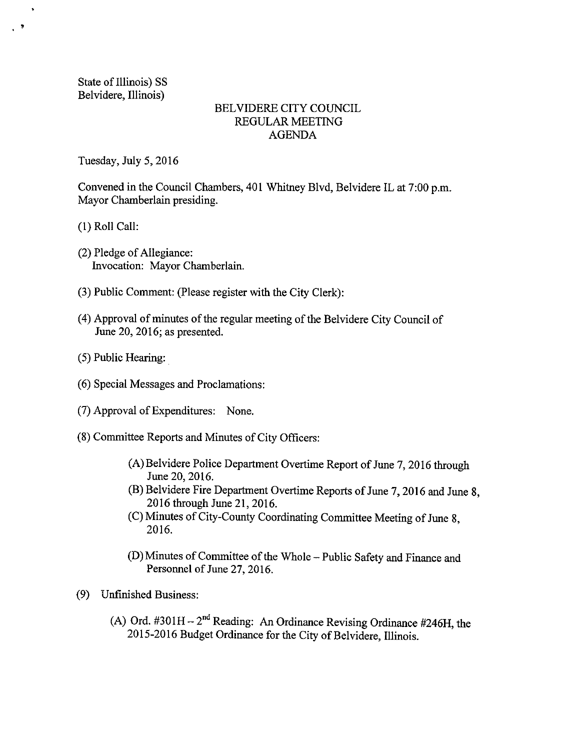State of Illinois) SS
Belvidere, Illinois)

# BELVIDERE CITY COUNCIL
## REGULAR MEETING
## AGENDA

Tuesday, July 5, 2016

Convened in the Council Chambers, 401 Whitney Blvd, Belvidere IL at 7:00 p.m. Mayor Chamberlain presiding.

(1) Roll Call:

(2) Pledge of Allegiance:
Invocation: Mayor Chamberlain.

(3) Public Comment: (Please register with the City Clerk):

(4) Approval of minutes of the regular meeting of the Belvidere City Council of June 20, 2016; as presented.

(5) Public Hearing:

(6) Special Messages and Proclamations:

(7) Approval of Expenditures: None.

(8) Committee Reports and Minutes of City Officers:

(A) Belvidere Police Department Overtime Report of June 7, 2016 through June 20, 2016.
(B) Belvidere Fire Department Overtime Reports of June 7, 2016 and June 8, 2016 through June 21, 2016.
(C) Minutes of City-County Coordinating Committee Meeting of June 8, 2016.

(D) Minutes of Committee of the Whole – Public Safety and Finance and Personnel of June 27, 2016.

(9) Unfinished Business:

(A) Ord. #301H – 2nd Reading: An Ordinance Revising Ordinance #246H, the 2015-2016 Budget Ordinance for the City of Belvidere, Illinois.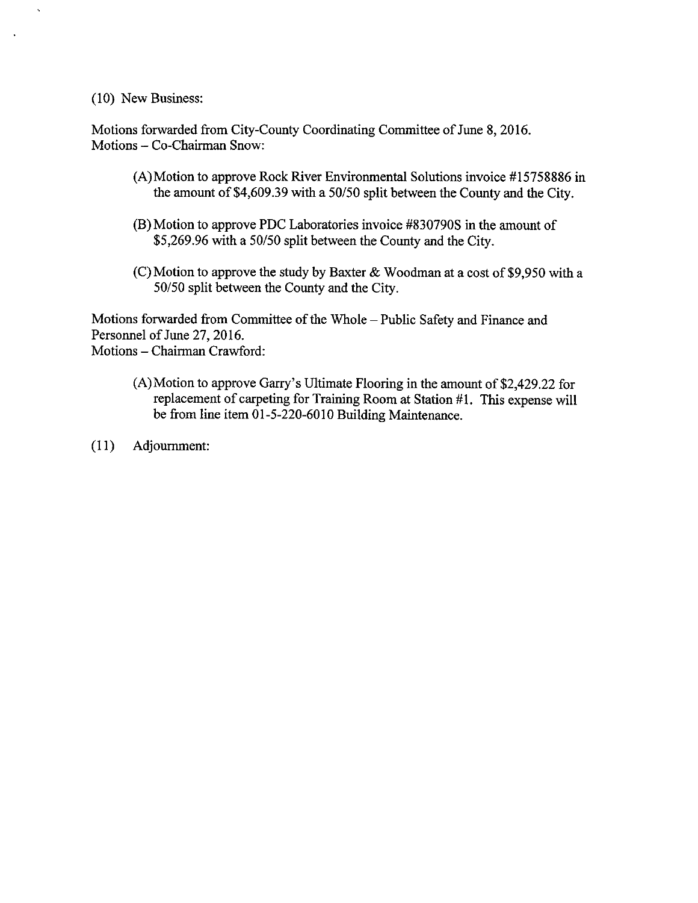(10) New Business:

Motions forwarded from City-County Coordinating Committee of June 8, 2016.
Motions – Co-Chairman Snow:

(A) Motion to approve Rock River Environmental Solutions invoice #15758886 in the amount of $4,609.39 with a 50/50 split between the County and the City.

(B) Motion to approve PDC Laboratories invoice #830790S in the amount of $5,269.96 with a 50/50 split between the County and the City.

(C) Motion to approve the study by Baxter & Woodman at a cost of $9,950 with a 50/50 split between the County and the City.

Motions forwarded from Committee of the Whole – Public Safety and Finance and Personnel of June 27, 2016.
Motions – Chairman Crawford:

(A) Motion to approve Garry's Ultimate Flooring in the amount of $2,429.22 for replacement of carpeting for Training Room at Station #1. This expense will be from line item 01-5-220-6010 Building Maintenance.

(11) Adjournment: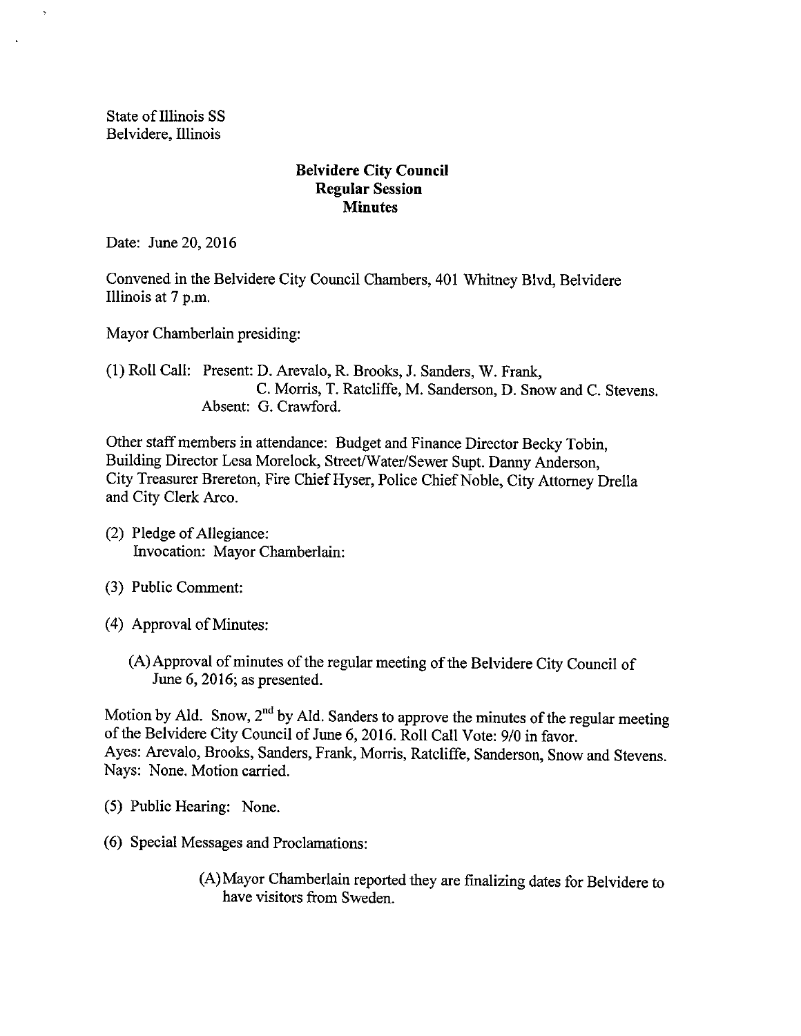State of Illinois SS
Belvidere, Illinois

**Belvidere City Council**
**Regular Session**
**Minutes**

Date: June 20, 2016

Convened in the Belvidere City Council Chambers, 401 Whitney Blvd, Belvidere Illinois at 7 p.m.

Mayor Chamberlain presiding:

(1) Roll Call: Present: D. Arevalo, R. Brooks, J. Sanders, W. Frank, C. Morris, T. Ratcliffe, M. Sanderson, D. Snow and C. Stevens.
Absent: G. Crawford.

Other staff members in attendance: Budget and Finance Director Becky Tobin, Building Director Lesa Morelock, Street/Water/Sewer Supt. Danny Anderson, City Treasurer Brereton, Fire Chief Hyser, Police Chief Noble, City Attorney Drella and City Clerk Arco.

(2) Pledge of Allegiance:
Invocation: Mayor Chamberlain:

(3) Public Comment:

(4) Approval of Minutes:

(A) Approval of minutes of the regular meeting of the Belvidere City Council of June 6, 2016; as presented.

Motion by Ald. Snow, 2nd by Ald. Sanders to approve the minutes of the regular meeting of the Belvidere City Council of June 6, 2016. Roll Call Vote: 9/0 in favor.
Ayes: Arevalo, Brooks, Sanders, Frank, Morris, Ratcliffe, Sanderson, Snow and Stevens.
Nays: None. Motion carried.

(5) Public Hearing: None.

(6) Special Messages and Proclamations:

(A) Mayor Chamberlain reported they are finalizing dates for Belvidere to have visitors from Sweden.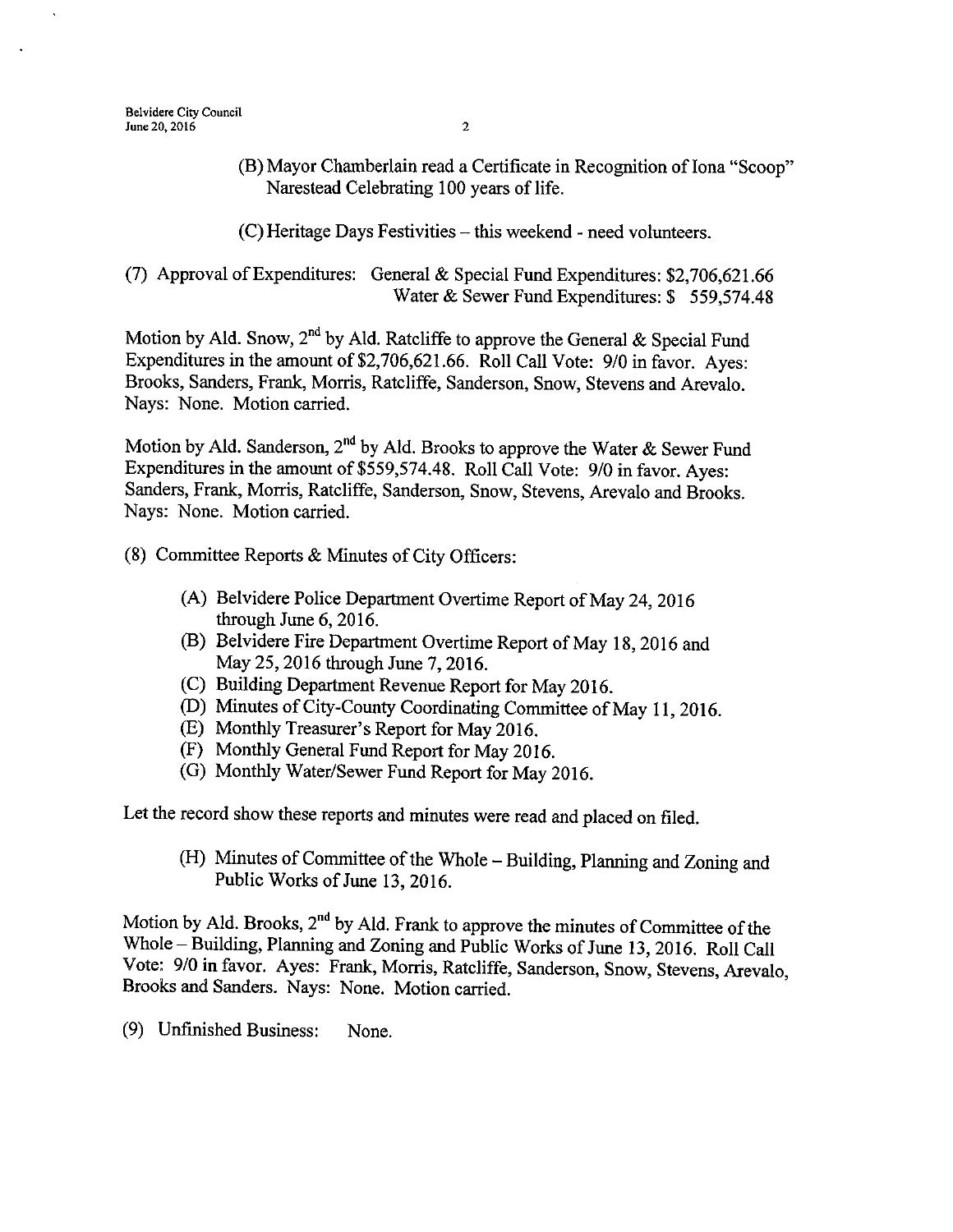(B) Mayor Chamberlain read a Certificate in Recognition of Iona "Scoop" Narestead Celebrating 100 years of life.

(C) Heritage Days Festivities – this weekend - need volunteers.

(7) Approval of Expenditures: General & Special Fund Expenditures: $2,706,621.66
Water & Sewer Fund Expenditures: $ 559,574.48

Motion by Ald. Snow, 2nd by Ald. Ratcliffe to approve the General & Special Fund Expenditures in the amount of $2,706,621.66. Roll Call Vote: 9/0 in favor. Ayes: Brooks, Sanders, Frank, Morris, Ratcliffe, Sanderson, Snow, Stevens and Arevalo. Nays: None. Motion carried.

Motion by Ald. Sanderson, 2nd by Ald. Brooks to approve the Water & Sewer Fund Expenditures in the amount of $559,574.48. Roll Call Vote: 9/0 in favor. Ayes: Sanders, Frank, Morris, Ratcliffe, Sanderson, Snow, Stevens, Arevalo and Brooks. Nays: None. Motion carried.

(8) Committee Reports & Minutes of City Officers:

(A) Belvidere Police Department Overtime Report of May 24, 2016 through June 6, 2016.
(B) Belvidere Fire Department Overtime Report of May 18, 2016 and May 25, 2016 through June 7, 2016.
(C) Building Department Revenue Report for May 2016.
(D) Minutes of City-County Coordinating Committee of May 11, 2016.
(E) Monthly Treasurer's Report for May 2016.
(F) Monthly General Fund Report for May 2016.
(G) Monthly Water/Sewer Fund Report for May 2016.

Let the record show these reports and minutes were read and placed on filed.

(H) Minutes of Committee of the Whole – Building, Planning and Zoning and Public Works of June 13, 2016.

Motion by Ald. Brooks, 2nd by Ald. Frank to approve the minutes of Committee of the Whole – Building, Planning and Zoning and Public Works of June 13, 2016. Roll Call Vote: 9/0 in favor. Ayes: Frank, Morris, Ratcliffe, Sanderson, Snow, Stevens, Arevalo, Brooks and Sanders. Nays: None. Motion carried.

(9) Unfinished Business: None.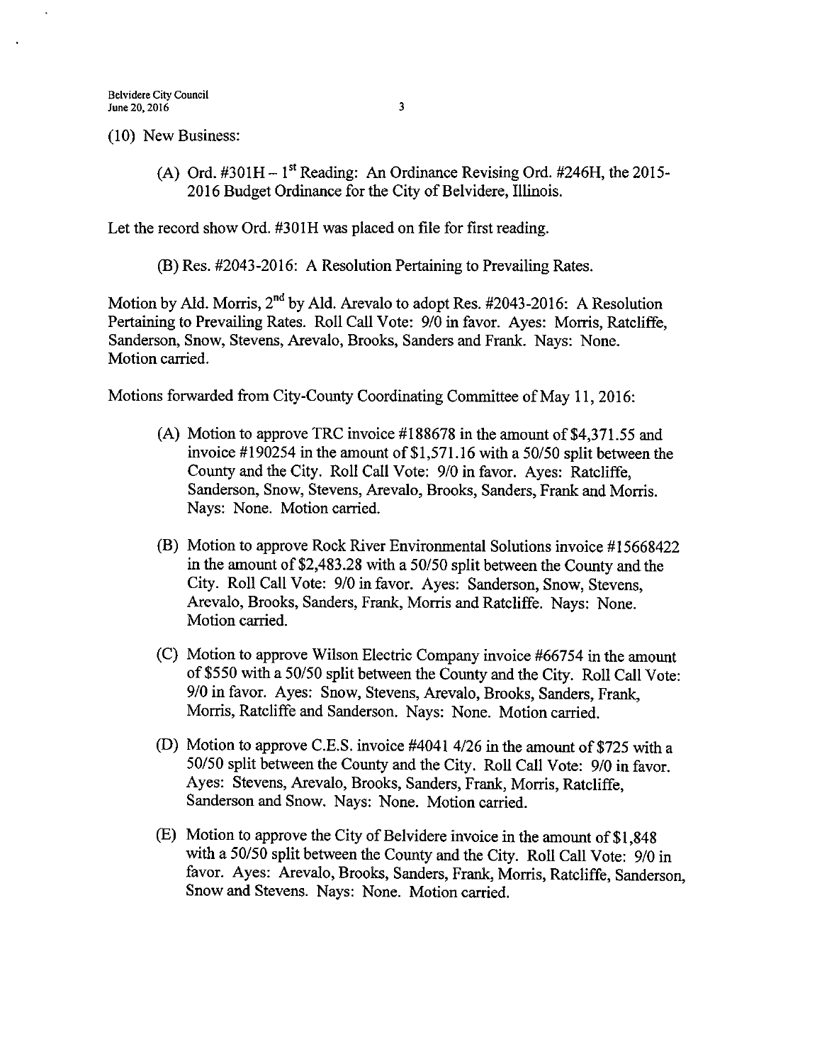(10) New Business:

(A) Ord. #301H – 1st Reading: An Ordinance Revising Ord. #246H, the 2015-2016 Budget Ordinance for the City of Belvidere, Illinois.

Let the record show Ord. #301H was placed on file for first reading.

(B) Res. #2043-2016: A Resolution Pertaining to Prevailing Rates.

Motion by Ald. Morris, 2nd by Ald. Arevalo to adopt Res. #2043-2016: A Resolution Pertaining to Prevailing Rates. Roll Call Vote: 9/0 in favor. Ayes: Morris, Ratcliffe, Sanderson, Snow, Stevens, Arevalo, Brooks, Sanders and Frank. Nays: None. Motion carried.

Motions forwarded from City-County Coordinating Committee of May 11, 2016:

(A) Motion to approve TRC invoice #188678 in the amount of $4,371.55 and invoice #190254 in the amount of $1,571.16 with a 50/50 split between the County and the City. Roll Call Vote: 9/0 in favor. Ayes: Ratcliffe, Sanderson, Snow, Stevens, Arevalo, Brooks, Sanders, Frank and Morris. Nays: None. Motion carried.

(B) Motion to approve Rock River Environmental Solutions invoice #15668422 in the amount of $2,483.28 with a 50/50 split between the County and the City. Roll Call Vote: 9/0 in favor. Ayes: Sanderson, Snow, Stevens, Arevalo, Brooks, Sanders, Frank, Morris and Ratcliffe. Nays: None. Motion carried.

(C) Motion to approve Wilson Electric Company invoice #66754 in the amount of $550 with a 50/50 split between the County and the City. Roll Call Vote: 9/0 in favor. Ayes: Snow, Stevens, Arevalo, Brooks, Sanders, Frank, Morris, Ratcliffe and Sanderson. Nays: None. Motion carried.

(D) Motion to approve C.E.S. invoice #4041 4/26 in the amount of $725 with a 50/50 split between the County and the City. Roll Call Vote: 9/0 in favor. Ayes: Stevens, Arevalo, Brooks, Sanders, Frank, Morris, Ratcliffe, Sanderson and Snow. Nays: None. Motion carried.

(E) Motion to approve the City of Belvidere invoice in the amount of $1,848 with a 50/50 split between the County and the City. Roll Call Vote: 9/0 in favor. Ayes: Arevalo, Brooks, Sanders, Frank, Morris, Ratcliffe, Sanderson, Snow and Stevens. Nays: None. Motion carried.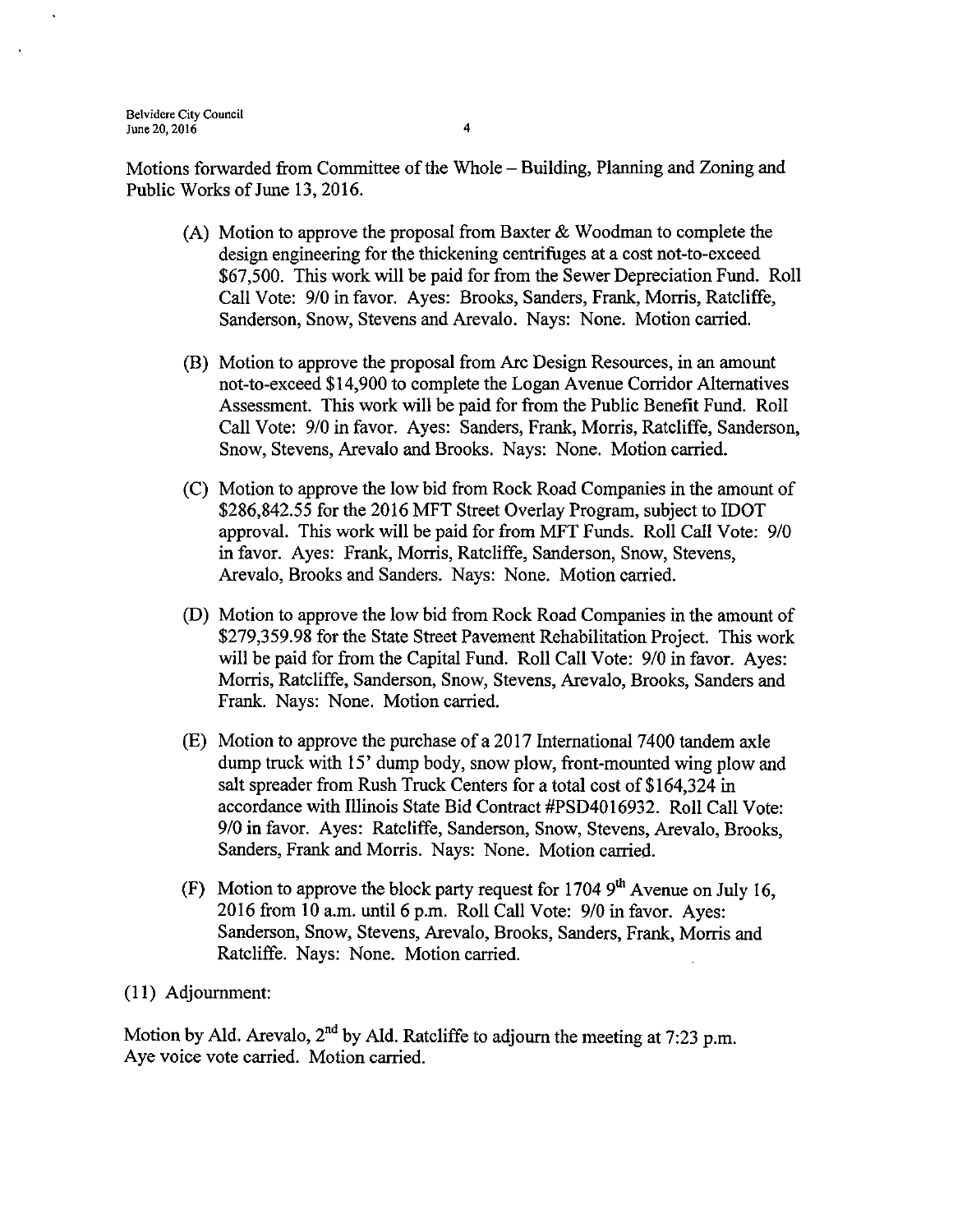Motions forwarded from Committee of the Whole – Building, Planning and Zoning and Public Works of June 13, 2016.

(A) Motion to approve the proposal from Baxter & Woodman to complete the design engineering for the thickening centrifuges at a cost not-to-exceed $67,500. This work will be paid for from the Sewer Depreciation Fund. Roll Call Vote: 9/0 in favor. Ayes: Brooks, Sanders, Frank, Morris, Ratcliffe, Sanderson, Snow, Stevens and Arevalo. Nays: None. Motion carried.

(B) Motion to approve the proposal from Arc Design Resources, in an amount not-to-exceed $14,900 to complete the Logan Avenue Corridor Alternatives Assessment. This work will be paid for from the Public Benefit Fund. Roll Call Vote: 9/0 in favor. Ayes: Sanders, Frank, Morris, Ratcliffe, Sanderson, Snow, Stevens, Arevalo and Brooks. Nays: None. Motion carried.

(C) Motion to approve the low bid from Rock Road Companies in the amount of $286,842.55 for the 2016 MFT Street Overlay Program, subject to IDOT approval. This work will be paid for from MFT Funds. Roll Call Vote: 9/0 in favor. Ayes: Frank, Morris, Ratcliffe, Sanderson, Snow, Stevens, Arevalo, Brooks and Sanders. Nays: None. Motion carried.

(D) Motion to approve the low bid from Rock Road Companies in the amount of $279,359.98 for the State Street Pavement Rehabilitation Project. This work will be paid for from the Capital Fund. Roll Call Vote: 9/0 in favor. Ayes: Morris, Ratcliffe, Sanderson, Snow, Stevens, Arevalo, Brooks, Sanders and Frank. Nays: None. Motion carried.

(E) Motion to approve the purchase of a 2017 International 7400 tandem axle dump truck with 15' dump body, snow plow, front-mounted wing plow and salt spreader from Rush Truck Centers for a total cost of $164,324 in accordance with Illinois State Bid Contract #PSD4016932. Roll Call Vote: 9/0 in favor. Ayes: Ratcliffe, Sanderson, Snow, Stevens, Arevalo, Brooks, Sanders, Frank and Morris. Nays: None. Motion carried.

(F) Motion to approve the block party request for 1704 9th Avenue on July 16, 2016 from 10 a.m. until 6 p.m. Roll Call Vote: 9/0 in favor. Ayes: Sanderson, Snow, Stevens, Arevalo, Brooks, Sanders, Frank, Morris and Ratcliffe. Nays: None. Motion carried.

(11) Adjournment:

Motion by Ald. Arevalo, 2nd by Ald. Ratcliffe to adjourn the meeting at 7:23 p.m. Aye voice vote carried. Motion carried.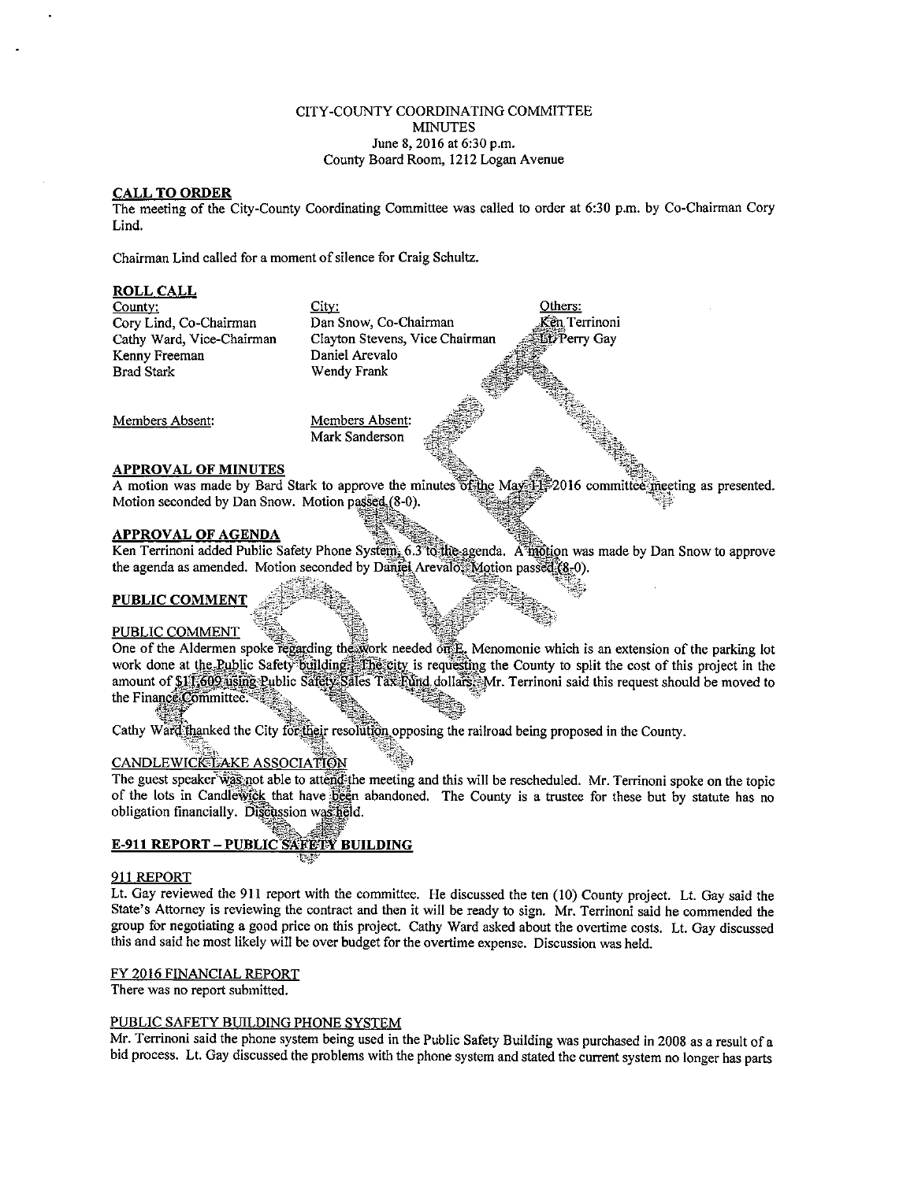CITY-COUNTY COORDINATING COMMITTEE
MINUTES
June 8, 2016 at 6:30 p.m.
County Board Room, 1212 Logan Avenue

**CALL TO ORDER**

The meeting of the City-County Coordinating Committee was called to order at 6:30 p.m. by Co-Chairman Cory Lind.

Chairman Lind called for a moment of silence for Craig Schultz.

**ROLL CALL**

| County: | City: | Others: |
|---|---|---|
| Cory Lind, Co-Chairman | Dan Snow, Co-Chairman | Ken Terrinoni |
| Cathy Ward, Vice-Chairman | Clayton Stevens, Vice Chairman | Lt. Perry Gay |
| Kenny Freeman | Daniel Arevalo | |
| Brad Stark | Wendy Frank | |
| | | |
| Members Absent: | Members Absent: | |
| | Mark Sanderson | |

**APPROVAL OF MINUTES**

A motion was made by Bard Stark to approve the minutes of the May 11, 2016 committee meeting as presented. Motion seconded by Dan Snow. Motion passed (8-0).

**APPROVAL OF AGENDA**

Ken Terrinoni added Public Safety Phone System, 6.3 to the agenda. A motion was made by Dan Snow to approve the agenda as amended. Motion seconded by Daniel Arevalo. Motion passed (8-0).

**PUBLIC COMMENT**

PUBLIC COMMENT

One of the Aldermen spoke regarding the work needed on E. Menomonie which is an extension of the parking lot work done at the Public Safety building. The city is requesting the County to split the cost of this project in the amount of $11,609 using Public Safety Sales Tax Fund dollars. Mr. Terrinoni said this request should be moved to the Finance Committee.

Cathy Ward thanked the City for their resolution opposing the railroad being proposed in the County.

CANDLEWICK LAKE ASSOCIATION

The guest speaker was not able to attend the meeting and this will be rescheduled. Mr. Terrinoni spoke on the topic of the lots in Candlewick that have been abandoned. The County is a trustee for these but by statute has no obligation financially. Discussion was held.

**E-911 REPORT – PUBLIC SAFETY BUILDING**

911 REPORT

Lt. Gay reviewed the 911 report with the committee. He discussed the ten (10) County project. Lt. Gay said the State's Attorney is reviewing the contract and then it will be ready to sign. Mr. Terrinoni said he commended the group for negotiating a good price on this project. Cathy Ward asked about the overtime costs. Lt. Gay discussed this and said he most likely will be over budget for the overtime expense. Discussion was held.

FY 2016 FINANCIAL REPORT

There was no report submitted.

PUBLIC SAFETY BUILDING PHONE SYSTEM

Mr. Terrinoni said the phone system being used in the Public Safety Building was purchased in 2008 as a result of a bid process. Lt. Gay discussed the problems with the phone system and stated the current system no longer has parts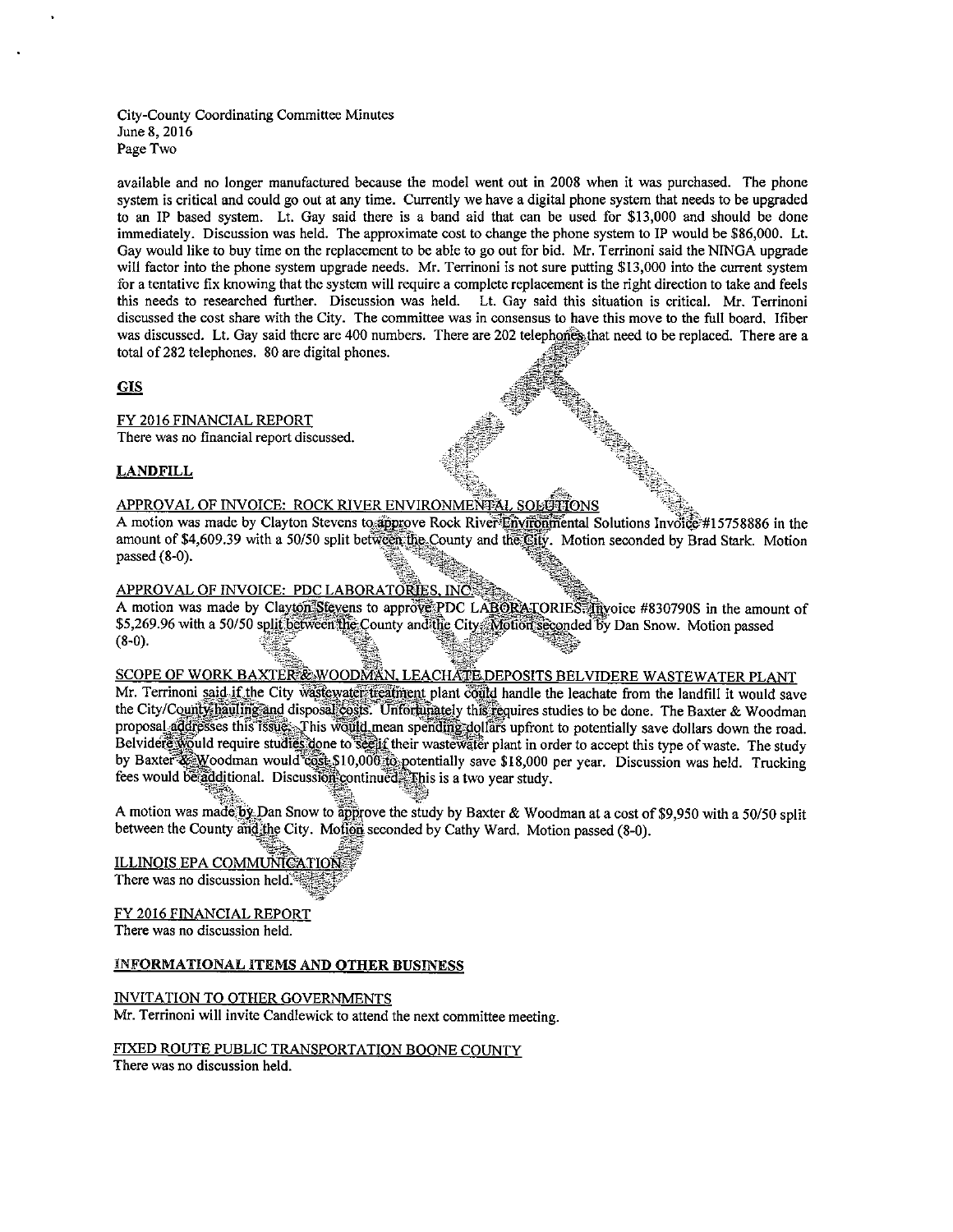available and no longer manufactured because the model went out in 2008 when it was purchased. The phone system is critical and could go out at any time. Currently we have a digital phone system that needs to be upgraded to an IP based system. Lt. Gay said there is a band aid that can be used for $13,000 and should be done immediately. Discussion was held. The approximate cost to change the phone system to IP would be $86,000. Lt. Gay would like to buy time on the replacement to be able to go out for bid. Mr. Terrinoni said the NINGA upgrade will factor into the phone system upgrade needs. Mr. Terrinoni is not sure putting $13,000 into the current system for a tentative fix knowing that the system will require a complete replacement is the right direction to take and feels this needs to researched further. Discussion was held. Lt. Gay said this situation is critical. Mr. Terrinoni discussed the cost share with the City. The committee was in consensus to have this move to the full board. Ifiber was discussed. Lt. Gay said there are 400 numbers. There are 202 telephones that need to be replaced. There are a total of 282 telephones. 80 are digital phones.

## GIS

FY 2016 FINANCIAL REPORT

There was no financial report discussed.

## LANDFILL

APPROVAL OF INVOICE: ROCK RIVER ENVIRONMENTAL SOLUTIONS

A motion was made by Clayton Stevens to approve Rock River Environmental Solutions Invoice #15758886 in the amount of $4,609.39 with a 50/50 split between the County and the City. Motion seconded by Brad Stark. Motion passed (8-0).

APPROVAL OF INVOICE: PDC LABORATORIES, INC.

A motion was made by Clayton Stevens to approve PDC LABORATORIES Invoice #830790S in the amount of $5,269.96 with a 50/50 split between the County and the City. Motion seconded by Dan Snow. Motion passed (8-0).

SCOPE OF WORK BAXTER & WOODMAN, LEACHATE DEPOSITS BELVIDERE WASTEWATER PLANT

Mr. Terrinoni said if the City wastewater treatment plant could handle the leachate from the landfill it would save the City/County hauling and disposal costs. Unfortunately this requires studies to be done. The Baxter & Woodman proposal addresses this issue. This would mean spending dollars upfront to potentially save dollars down the road. Belvidere would require studies done to see if their wastewater plant in order to accept this type of waste. The study by Baxter & Woodman would cost $10,000 to potentially save $18,000 per year. Discussion was held. Trucking fees would be additional. Discussion continued. This is a two year study.

A motion was made by Dan Snow to approve the study by Baxter & Woodman at a cost of $9,950 with a 50/50 split between the County and the City. Motion seconded by Cathy Ward. Motion passed (8-0).

ILLINOIS EPA COMMUNICATION

There was no discussion held.

FY 2016 FINANCIAL REPORT

There was no discussion held.

## INFORMATIONAL ITEMS AND OTHER BUSINESS

INVITATION TO OTHER GOVERNMENTS

Mr. Terrinoni will invite Candlewick to attend the next committee meeting.

FIXED ROUTE PUBLIC TRANSPORTATION BOONE COUNTY

There was no discussion held.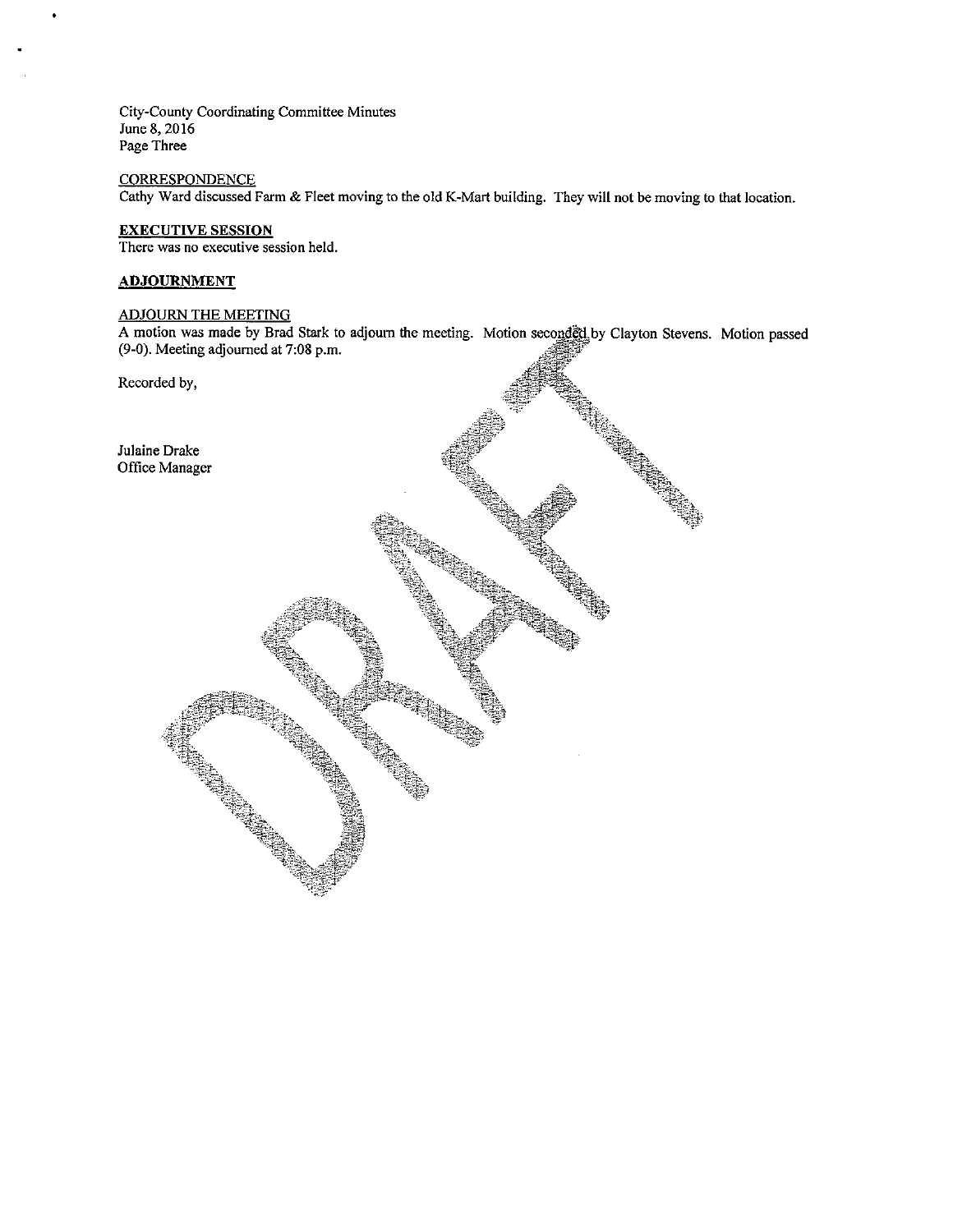CORRESPONDENCE

Cathy Ward discussed Farm & Fleet moving to the old K-Mart building. They will not be moving to that location.

**EXECUTIVE SESSION**

There was no executive session held.

**ADJOURNMENT**

ADJOURN THE MEETING

A motion was made by Brad Stark to adjourn the meeting. Motion seconded by Clayton Stevens. Motion passed (9-0). Meeting adjourned at 7:08 p.m.

Recorded by,

Julaine Drake
Office Manager

DRAFT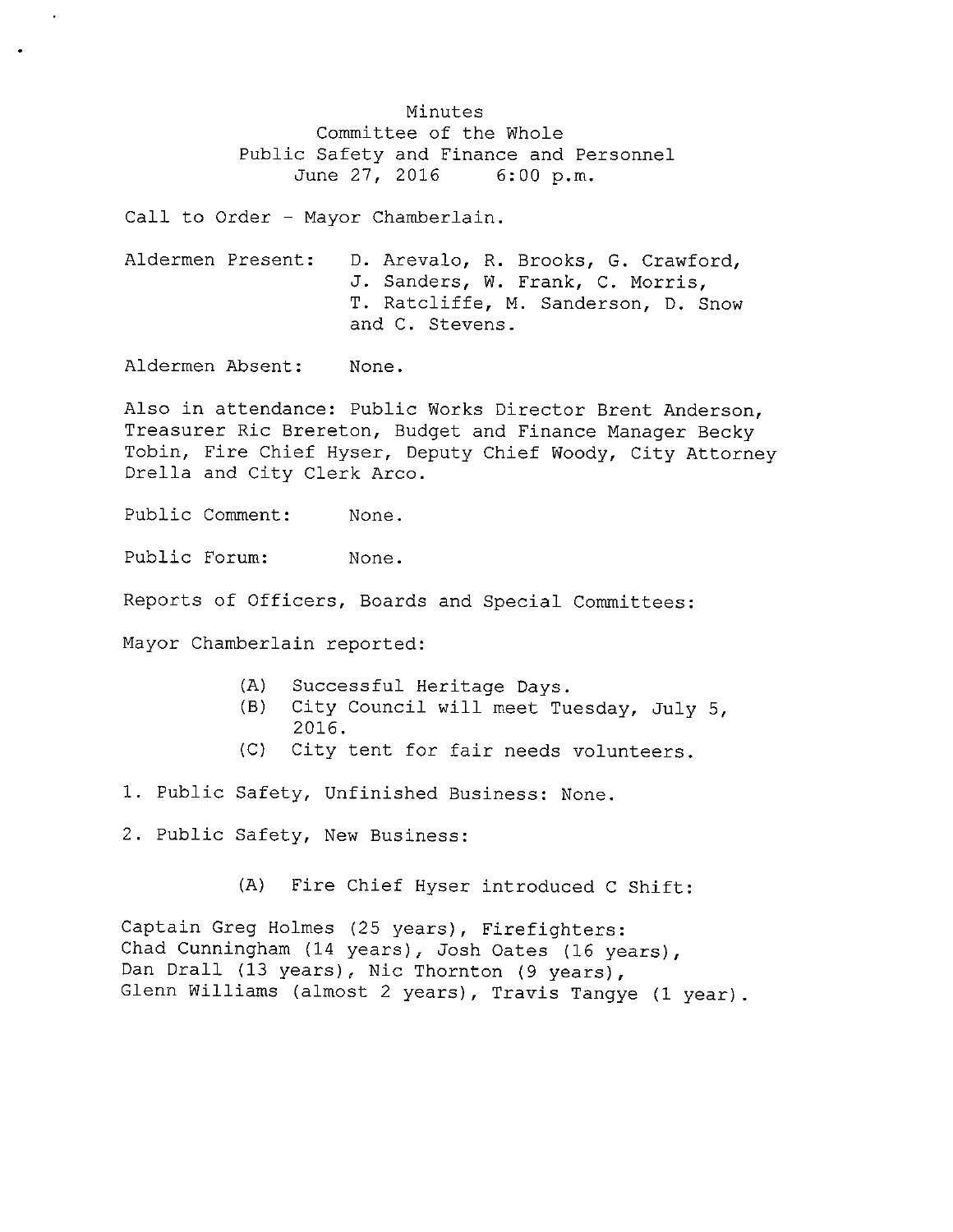Minutes
Committee of the Whole
Public Safety and Finance and Personnel
June 27, 2016 6:00 p.m.

Call to Order - Mayor Chamberlain.

Aldermen Present: D. Arevalo, R. Brooks, G. Crawford, J. Sanders, W. Frank, C. Morris, T. Ratcliffe, M. Sanderson, D. Snow and C. Stevens.

Aldermen Absent: None.

Also in attendance: Public Works Director Brent Anderson, Treasurer Ric Brereton, Budget and Finance Manager Becky Tobin, Fire Chief Hyser, Deputy Chief Woody, City Attorney Drella and City Clerk Arco.

Public Comment: None.

Public Forum: None.

Reports of Officers, Boards and Special Committees:

Mayor Chamberlain reported:

- (A) Successful Heritage Days.
- (B) City Council will meet Tuesday, July 5, 2016.
- (C) City tent for fair needs volunteers.

1. Public Safety, Unfinished Business: None.

2. Public Safety, New Business:

   (A) Fire Chief Hyser introduced C Shift:

Captain Greg Holmes (25 years), Firefighters: Chad Cunningham (14 years), Josh Oates (16 years), Dan Drall (13 years), Nic Thornton (9 years), Glenn Williams (almost 2 years), Travis Tangye (1 year).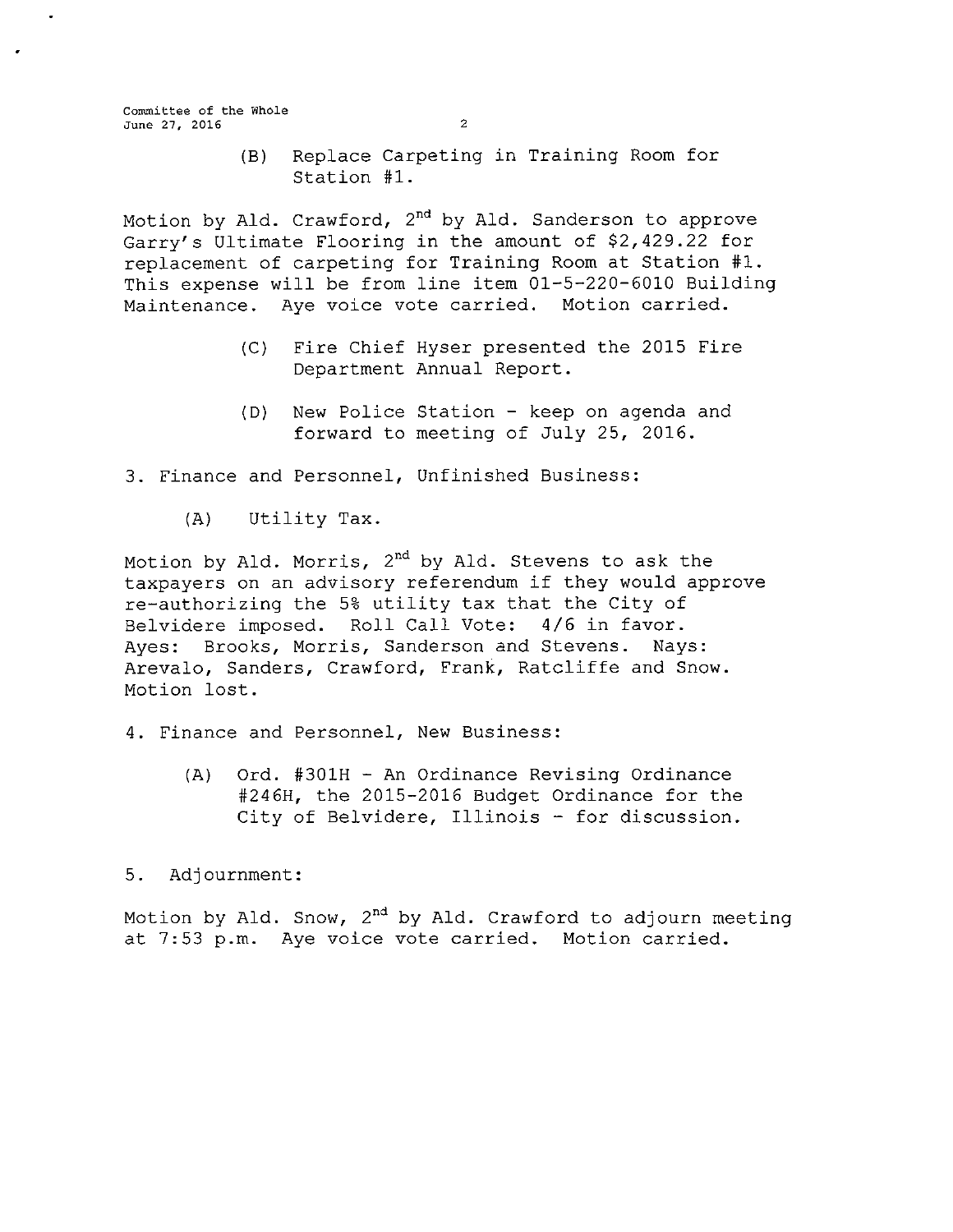(B) Replace Carpeting in Training Room for Station #1.

Motion by Ald. Crawford, 2nd by Ald. Sanderson to approve Garry's Ultimate Flooring in the amount of $2,429.22 for replacement of carpeting for Training Room at Station #1. This expense will be from line item 01-5-220-6010 Building Maintenance. Aye voice vote carried. Motion carried.

(C) Fire Chief Hyser presented the 2015 Fire Department Annual Report.

(D) New Police Station - keep on agenda and forward to meeting of July 25, 2016.

3. Finance and Personnel, Unfinished Business:

(A) Utility Tax.

Motion by Ald. Morris, 2nd by Ald. Stevens to ask the taxpayers on an advisory referendum if they would approve re-authorizing the 5% utility tax that the City of Belvidere imposed. Roll Call Vote: 4/6 in favor. Ayes: Brooks, Morris, Sanderson and Stevens. Nays: Arevalo, Sanders, Crawford, Frank, Ratcliffe and Snow. Motion lost.

4. Finance and Personnel, New Business:

(A) Ord. #301H - An Ordinance Revising Ordinance #246H, the 2015-2016 Budget Ordinance for the City of Belvidere, Illinois - for discussion.

5. Adjournment:

Motion by Ald. Snow, 2nd by Ald. Crawford to adjourn meeting at 7:53 p.m. Aye voice vote carried. Motion carried.